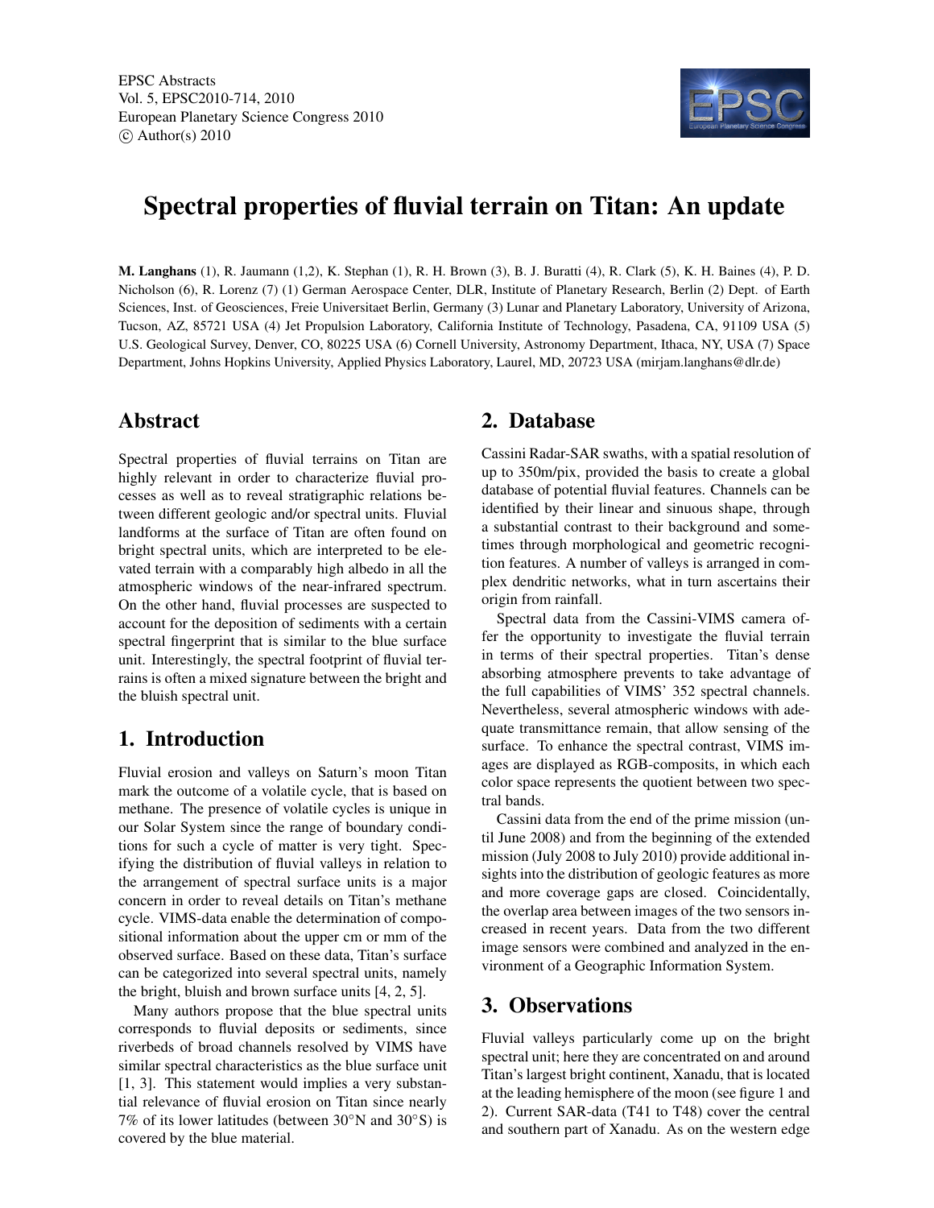EPSC Abstracts
Vol. 5, EPSC2010-714, 2010
European Planetary Science Congress 2010
© Author(s) 2010

# Spectral properties of fluvial terrain on Titan: An update

**M. Langhans** (1), R. Jaumann (1,2), K. Stephan (1), R. H. Brown (3), B. J. Buratti (4), R. Clark (5), K. H. Baines (4), P. D. Nicholson (6), R. Lorenz (7) (1) German Aerospace Center, DLR, Institute of Planetary Research, Berlin (2) Dept. of Earth Sciences, Inst. of Geosciences, Freie Universitaet Berlin, Germany (3) Lunar and Planetary Laboratory, University of Arizona, Tucson, AZ, 85721 USA (4) Jet Propulsion Laboratory, California Institute of Technology, Pasadena, CA, 91109 USA (5) U.S. Geological Survey, Denver, CO, 80225 USA (6) Cornell University, Astronomy Department, Ithaca, NY, USA (7) Space Department, Johns Hopkins University, Applied Physics Laboratory, Laurel, MD, 20723 USA (mirjam.langhans@dlr.de)

## Abstract

Spectral properties of fluvial terrains on Titan are highly relevant in order to characterize fluvial processes as well as to reveal stratigraphic relations between different geologic and/or spectral units. Fluvial landforms at the surface of Titan are often found on bright spectral units, which are interpreted to be elevated terrain with a comparably high albedo in all the atmospheric windows of the near-infrared spectrum. On the other hand, fluvial processes are suspected to account for the deposition of sediments with a certain spectral fingerprint that is similar to the blue surface unit. Interestingly, the spectral footprint of fluvial terrains is often a mixed signature between the bright and the bluish spectral unit.

## 1. Introduction

Fluvial erosion and valleys on Saturn's moon Titan mark the outcome of a volatile cycle, that is based on methane. The presence of volatile cycles is unique in our Solar System since the range of boundary conditions for such a cycle of matter is very tight. Specifying the distribution of fluvial valleys in relation to the arrangement of spectral surface units is a major concern in order to reveal details on Titan's methane cycle. VIMS-data enable the determination of compositional information about the upper cm or mm of the observed surface. Based on these data, Titan's surface can be categorized into several spectral units, namely the bright, bluish and brown surface units [4, 2, 5].

Many authors propose that the blue spectral units corresponds to fluvial deposits or sediments, since riverbeds of broad channels resolved by VIMS have similar spectral characteristics as the blue surface unit [1, 3]. This statement would implies a very substantial relevance of fluvial erosion on Titan since nearly 7% of its lower latitudes (between 30°N and 30°S) is covered by the blue material.

## 2. Database

Cassini Radar-SAR swaths, with a spatial resolution of up to 350m/pix, provided the basis to create a global database of potential fluvial features. Channels can be identified by their linear and sinuous shape, through a substantial contrast to their background and sometimes through morphological and geometric recognition features. A number of valleys is arranged in complex dendritic networks, what in turn ascertains their origin from rainfall.

Spectral data from the Cassini-VIMS camera offer the opportunity to investigate the fluvial terrain in terms of their spectral properties. Titan's dense absorbing atmosphere prevents to take advantage of the full capabilities of VIMS' 352 spectral channels. Nevertheless, several atmospheric windows with adequate transmittance remain, that allow sensing of the surface. To enhance the spectral contrast, VIMS images are displayed as RGB-composits, in which each color space represents the quotient between two spectral bands.

Cassini data from the end of the prime mission (until June 2008) and from the beginning of the extended mission (July 2008 to July 2010) provide additional insights into the distribution of geologic features as more and more coverage gaps are closed. Coincidentally, the overlap area between images of the two sensors increased in recent years. Data from the two different image sensors were combined and analyzed in the environment of a Geographic Information System.

## 3. Observations

Fluvial valleys particularly come up on the bright spectral unit; here they are concentrated on and around Titan's largest bright continent, Xanadu, that is located at the leading hemisphere of the moon (see figure 1 and 2). Current SAR-data (T41 to T48) cover the central and southern part of Xanadu. As on the western edge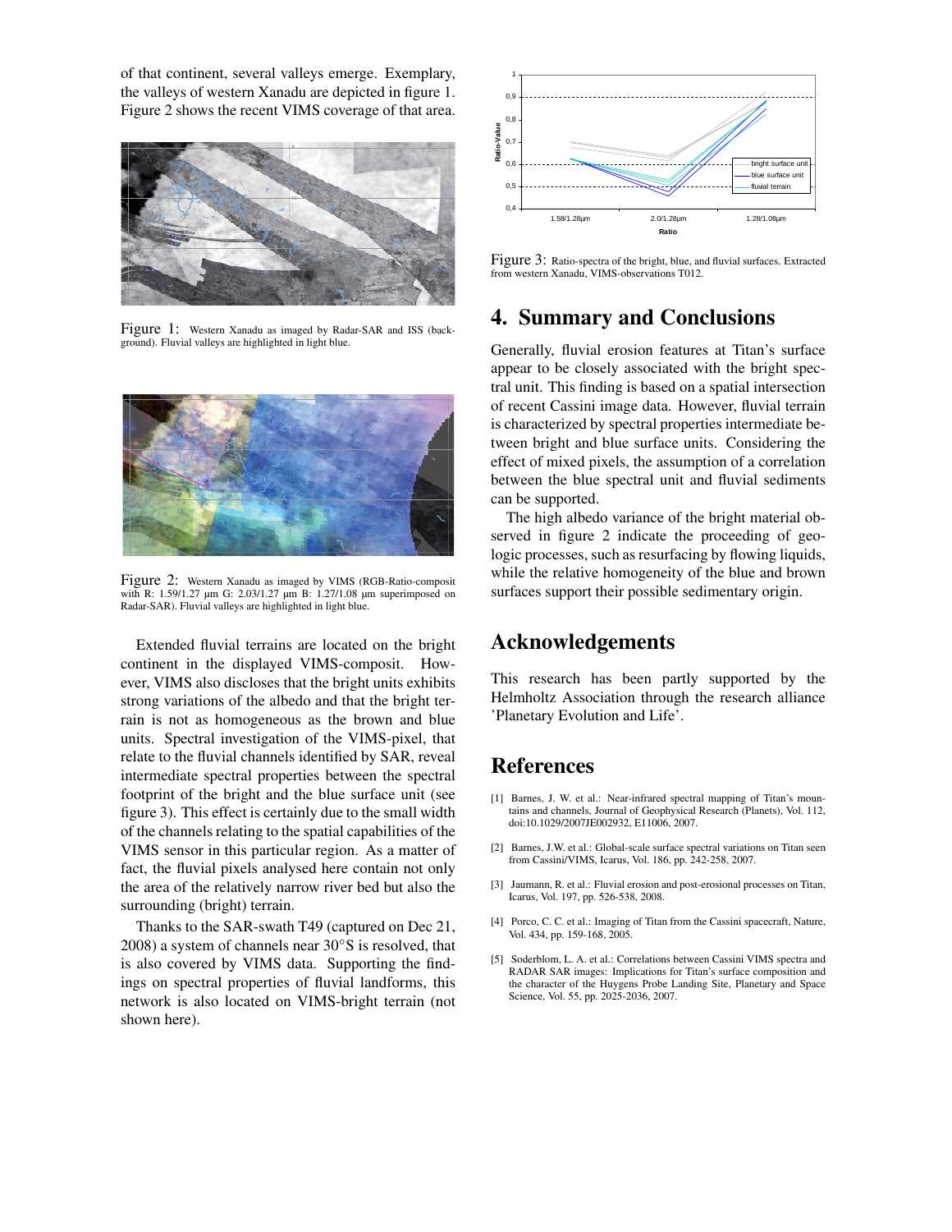of that continent, several valleys emerge. Exemplary, the valleys of western Xanadu are depicted in figure 1. Figure 2 shows the recent VIMS coverage of that area.

Figure 1: Western Xanadu as imaged by Radar-SAR and ISS (background). Fluvial valleys are highlighted in light blue.

Figure 2: Western Xanadu as imaged by VIMS (RGB-Ratio-composit with R: 1.59/1.27 µm G: 2.03/1.27 µm B: 1.27/1.08 µm superimposed on Radar-SAR). Fluvial valleys are highlighted in light blue.

Extended fluvial terrains are located on the bright continent in the displayed VIMS-composit. However, VIMS also discloses that the bright units exhibits strong variations of the albedo and that the bright terrain is not as homogeneous as the brown and blue units. Spectral investigation of the VIMS-pixel, that relate to the fluvial channels identified by SAR, reveal intermediate spectral properties between the spectral footprint of the bright and the blue surface unit (see figure 3). This effect is certainly due to the small width of the channels relating to the spatial capabilities of the VIMS sensor in this particular region. As a matter of fact, the fluvial pixels analysed here contain not only the area of the relatively narrow river bed but also the surrounding (bright) terrain.

Thanks to the SAR-swath T49 (captured on Dec 21, 2008) a system of channels near 30°S is resolved, that is also covered by VIMS data. Supporting the findings on spectral properties of fluvial landforms, this network is also located on VIMS-bright terrain (not shown here).

Ratio-Value
1
0,9
0,8
0,7
0,6
0,5
0,4
1.58/1.28µm
2.0/1.28µm
1.28/1.08µm
Ratio
bright surface unit
blue surface unit
fluvial terrain

Figure 3: Ratio-spectra of the bright, blue, and fluvial surfaces. Extracted from western Xanadu, VIMS-observations T012.

# 4. Summary and Conclusions

Generally, fluvial erosion features at Titan's surface appear to be closely associated with the bright spectral unit. This finding is based on a spatial intersection of recent Cassini image data. However, fluvial terrain is characterized by spectral properties intermediate between bright and blue surface units. Considering the effect of mixed pixels, the assumption of a correlation between the blue spectral unit and fluvial sediments can be supported.

The high albedo variance of the bright material observed in figure 2 indicate the proceeding of geologic processes, such as resurfacing by flowing liquids, while the relative homogeneity of the blue and brown surfaces support their possible sedimentary origin.

## Acknowledgements

This research has been partly supported by the Helmholtz Association through the research alliance 'Planetary Evolution and Life'.

## References

[1] Barnes, J. W. et al.: Near-infrared spectral mapping of Titan's mountains and channels, Journal of Geophysical Research (Planets), Vol. 112, doi:10.1029/2007JE002932, E11006, 2007.

[2] Barnes, J.W. et al.: Global-scale surface spectral variations on Titan seen from Cassini/VIMS, Icarus, Vol. 186, pp. 242-258, 2007.

[3] Jaumann, R. et al.: Fluvial erosion and post-erosional processes on Titan, Icarus, Vol. 197, pp. 526-538, 2008.

[4] Porco, C. C. et al.: Imaging of Titan from the Cassini spacecraft, Nature, Vol. 434, pp. 159-168, 2005.

[5] Soderblom, L. A. et al.: Correlations between Cassini VIMS spectra and RADAR SAR images: Implications for Titan's surface composition and the character of the Huygens Probe Landing Site, Planetary and Space Science, Vol. 55, pp. 2025-2036, 2007.